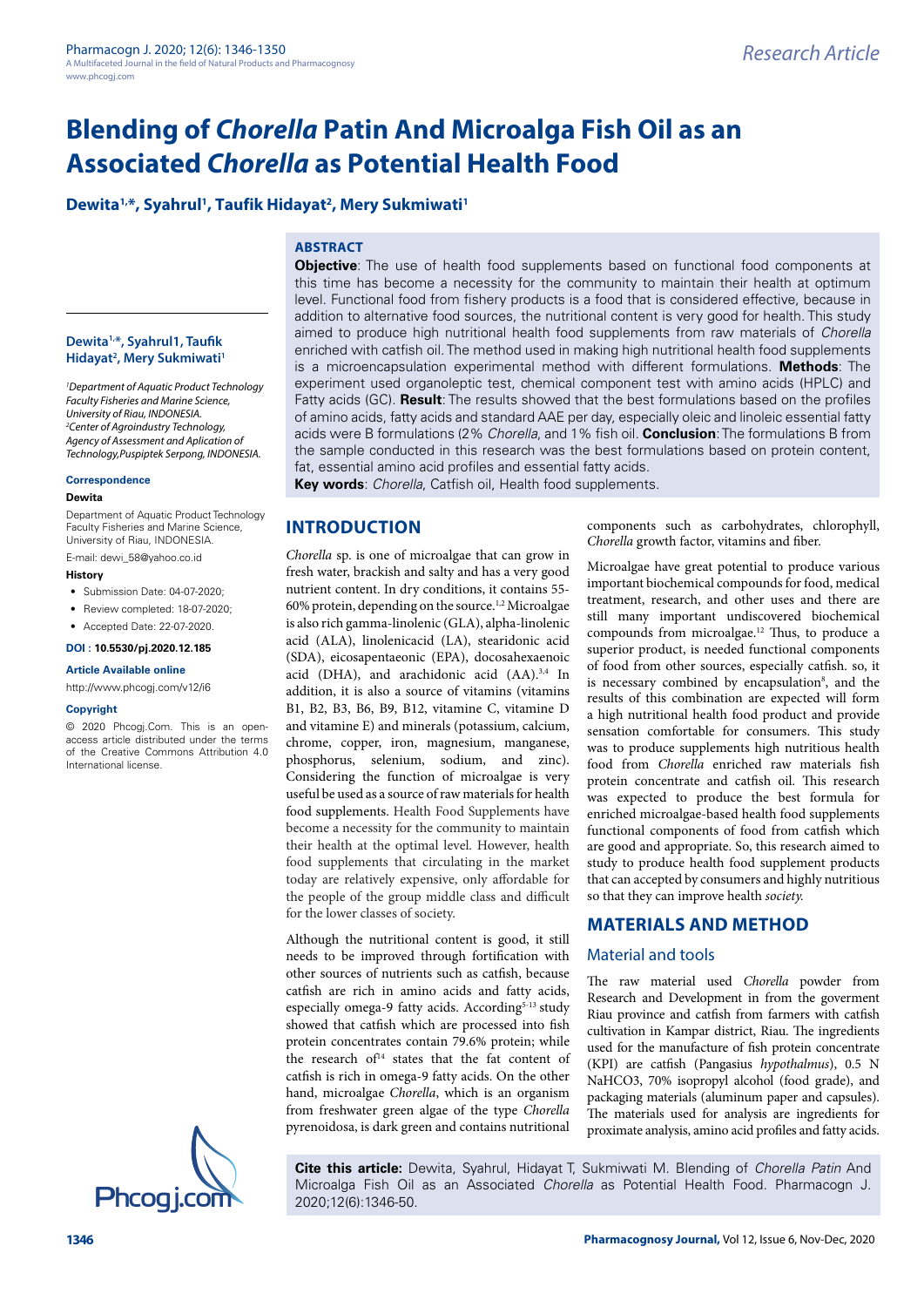# Blending of *Chorella* Patin And Microalga Fish Oil as an Associated *Chorella* as Potential Health Food

**Dewita[1,*], Syahrul[1], Taufik Hidayat[2], Mery Sukmiwati[1]**

## ABSTRACT

**Objective**: The use of health food supplements based on functional food components at this time has become a necessity for the community to maintain their health at optimum level. Functional food from fishery products is a food that is considered effective, because in addition to alternative food sources, the nutritional content is very good for health. This study aimed to produce high nutritional health food supplements from raw materials of *Chorella* enriched with catfish oil. The method used in making high nutritional health food supplements is a microencapsulation experimental method with different formulations. **Methods**: The experiment used organoleptic test, chemical component test with amino acids (HPLC) and Fatty acids (GC). **Result**: The results showed that the best formulations based on the profiles of amino acids, fatty acids and standard AAE per day, especially oleic and linoleic essential fatty acids were B formulations (2% *Chorella*, and 1% fish oil. **Conclusion**: The formulations B from the sample conducted in this research was the best formulations based on protein content, fat, essential amino acid profiles and essential fatty acids.

**Key words**: *Chorella*, Catfish oil, Health food supplements.

**Dewita[1,*], Syahrul1, Taufik Hidayat[2], Mery Sukmiwati[1]**

*[1]Department of Aquatic Product Technology Faculty Fisheries and Marine Science, University of Riau, INDONESIA.*
*[2]Center of Agroindustry Technology, Agency of Assessment and Aplication of Technology,Puspiptek Serpong, INDONESIA.*

**Correspondence**

**Dewita**

Department of Aquatic Product Technology Faculty Fisheries and Marine Science, University of Riau, INDONESIA.

E-mail: dewi_58@yahoo.co.id

**History**

- Submission Date: 04-07-2020;
- Review completed: 18-07-2020;
- Accepted Date: 22-07-2020.

**DOI : 10.5530/pj.2020.12.185**

**Article Available online**

http://www.phcogj.com/v12/i6

**Copyright**

© 2020 Phcogj.Com. This is an open-access article distributed under the terms of the Creative Commons Attribution 4.0 International license.

## INTRODUCTION

*Chorella* sp. is one of microalgae that can grow in fresh water, brackish and salty and has a very good nutrient content. In dry conditions, it contains 55-60% protein, depending on the source.[1,2] Microalgae is also rich gamma-linolenic (GLA), alpha-linolenic acid (ALA), linolenicacid (LA), stearidonic acid (SDA), eicosapentaeonic (EPA), docosahexaenoic acid (DHA), and arachidonic acid (AA).[3,4] In addition, it is also a source of vitamins (vitamins B1, B2, B3, B6, B9, B12, vitamine C, vitamine D and vitamine E) and minerals (potassium, calcium, chrome, copper, iron, magnesium, manganese, phosphorus, selenium, sodium, and zinc). Considering the function of microalgae is very useful be used as a source of raw materials for health food supplements. Health Food Supplements have become a necessity for the community to maintain their health at the optimal level. However, health food supplements that circulating in the market today are relatively expensive, only affordable for the people of the group middle class and difficult for the lower classes of society.

Although the nutritional content is good, it still needs to be improved through fortification with other sources of nutrients such as catfish, because catfish are rich in amino acids and fatty acids, especially omega-9 fatty acids. According[5-13] study showed that catfish which are processed into fish protein concentrates contain 79.6% protein; while the research of[14] states that the fat content of catfish is rich in omega-9 fatty acids. On the other hand, microalgae *Chorella*, which is an organism from freshwater green algae of the type *Chorella* pyrenoidosa, is dark green and contains nutritional components such as carbohydrates, chlorophyll, *Chorella* growth factor, vitamins and fiber.

Microalgae have great potential to produce various important biochemical compounds for food, medical treatment, research, and other uses and there are still many important undiscovered biochemical compounds from microalgae.[12] Thus, to produce a superior product, is needed functional components of food from other sources, especially catfish. so, it is necessary combined by encapsulation[8], and the results of this combination are expected will form a high nutritional health food product and provide sensation comfortable for consumers. This study was to produce supplements high nutritious health food from *Chorella* enriched raw materials fish protein concentrate and catfish oil. This research was expected to produce the best formula for enriched microalgae-based health food supplements functional components of food from catfish which are good and appropriate. So, this research aimed to study to produce health food supplement products that can accepted by consumers and highly nutritious so that they can improve health *society.*

## MATERIALS AND METHOD

### Material and tools

The raw material used *Chorella* powder from Research and Development in from the goverment Riau province and catfish from farmers with catfish cultivation in Kampar district, Riau. The ingredients used for the manufacture of fish protein concentrate (KPI) are catfish (Pangasius *hypothalmus*), 0.5 N $NaHCO_3$, 70% isopropyl alcohol (food grade), and packaging materials (aluminum paper and capsules). The materials used for analysis are ingredients for proximate analysis, amino acid profiles and fatty acids.

**Cite this article:** Dewita, Syahrul, Hidayat T, Sukmiwati M. Blending of *Chorella Patin* And Microalga Fish Oil as an Associated *Chorella* as Potential Health Food. Pharmacogn J. 2020;12(6):1346-50.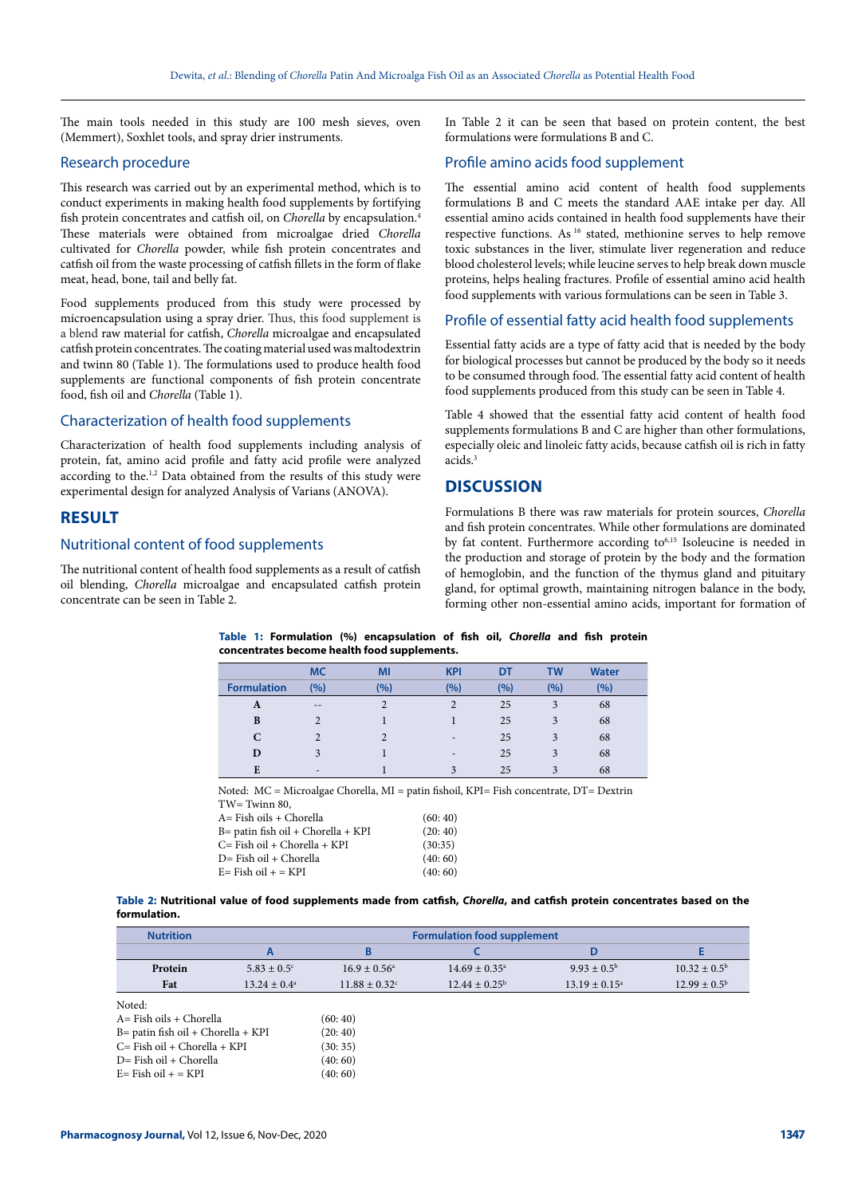The main tools needed in this study are 100 mesh sieves, oven (Memmert), Soxhlet tools, and spray drier instruments.

### Research procedure

This research was carried out by an experimental method, which is to conduct experiments in making health food supplements by fortifying fish protein concentrates and catfish oil, on *Chorella* by encapsulation.[4] These materials were obtained from microalgae dried *Chorella* cultivated for *Chorella* powder, while fish protein concentrates and catfish oil from the waste processing of catfish fillets in the form of flake meat, head, bone, tail and belly fat.

Food supplements produced from this study were processed by microencapsulation using a spray drier. Thus, this food supplement is a blend raw material for catfish, *Chorella* microalgae and encapsulated catfish protein concentrates. The coating material used was maltodextrin and twinn 80 (Table 1). The formulations used to produce health food supplements are functional components of fish protein concentrate food, fish oil and *Chorella* (Table 1).

### Characterization of health food supplements

Characterization of health food supplements including analysis of protein, fat, amino acid profile and fatty acid profile were analyzed according to the.[1,2] Data obtained from the results of this study were experimental design for analyzed Analysis of Varians (ANOVA).

## RESULT

### Nutritional content of food supplements

The nutritional content of health food supplements as a result of catfish oil blending, *Chorella* microalgae and encapsulated catfish protein concentrate can be seen in Table 2.

In Table 2 it can be seen that based on protein content, the best formulations were formulations B and C.

### Profile amino acids food supplement

The essential amino acid content of health food supplements formulations B and C meets the standard AAE intake per day. All essential amino acids contained in health food supplements have their respective functions. As [16] stated, methionine serves to help remove toxic substances in the liver, stimulate liver regeneration and reduce blood cholesterol levels; while leucine serves to help break down muscle proteins, helps healing fractures. Profile of essential amino acid health food supplements with various formulations can be seen in Table 3.

### Profile of essential fatty acid health food supplements

Essential fatty acids are a type of fatty acid that is needed by the body for biological processes but cannot be produced by the body so it needs to be consumed through food. The essential fatty acid content of health food supplements produced from this study can be seen in Table 4.

Table 4 showed that the essential fatty acid content of health food supplements formulations B and C are higher than other formulations, especially oleic and linoleic fatty acids, because catfish oil is rich in fatty acids.[3]

## DISCUSSION

Formulations B there was raw materials for protein sources, *Chorella* and fish protein concentrates. While other formulations are dominated by fat content. Furthermore according to[6,15] Isoleucine is needed in the production and storage of protein by the body and the formation of hemoglobin, and the function of the thymus gland and pituitary gland, for optimal growth, maintaining nitrogen balance in the body, forming other non-essential amino acids, important for formation of

**Table 1: Formulation (%) encapsulation of fish oil, *Chorella* and fish protein concentrates become health food supplements.**

| Formulation | MC (%) | MI (%) | KPI (%) | DT (%) | TW (%) | Water (%) |
|---|---|---|---|---|---|---|
| A | -- | 2 | 2 | 25 | 3 | 68 |
| B | 2 | 1 | 1 | 25 | 3 | 68 |
| C | 2 | 2 | - | 25 | 3 | 68 |
| D | 3 | 1 | - | 25 | 3 | 68 |
| E | - | 1 | 3 | 25 | 3 | 68 |

Noted: MC = Microalgae Chorella, MI = patin fishoil, KPI= Fish concentrate, DT= Dextrin TW= Twinn 80,

A= Fish oils + Chorella (60: 40)
B= patin fish oil + Chorella + KPI (20: 40)
C= Fish oil + Chorella + KPI (30:35)
D= Fish oil + Chorella (40: 60)
E= Fish oil + = KPI (40: 60)

**Table 2: Nutritional value of food supplements made from catfish, *Chorella*, and catfish protein concentrates based on the formulation.**

| Nutrition | Formulation food supplement | | | | |
|---|---|---|---|---|---|
| | A | B | C | D | E |
| Protein | 5.83 ± 0.5[c] | 16.9 ± 0.56[a] | 14.69 ± 0.35[a] | 9.93 ± 0.5[b] | 10.32 ± 0.5[b] |
| Fat | 13.24 ± 0.4[a] | 11.88 ± 0.32[c] | 12.44 ± 0.25[b] | 13.19 ± 0.15[a] | 12.99 ± 0.5[b] |

Noted:

A= Fish oils + Chorella (60: 40)
B= patin fish oil + Chorella + KPI (20: 40)
C= Fish oil + Chorella + KPI (30: 35)
D= Fish oil + Chorella (40: 60)
E= Fish oil + = KPI (40: 60)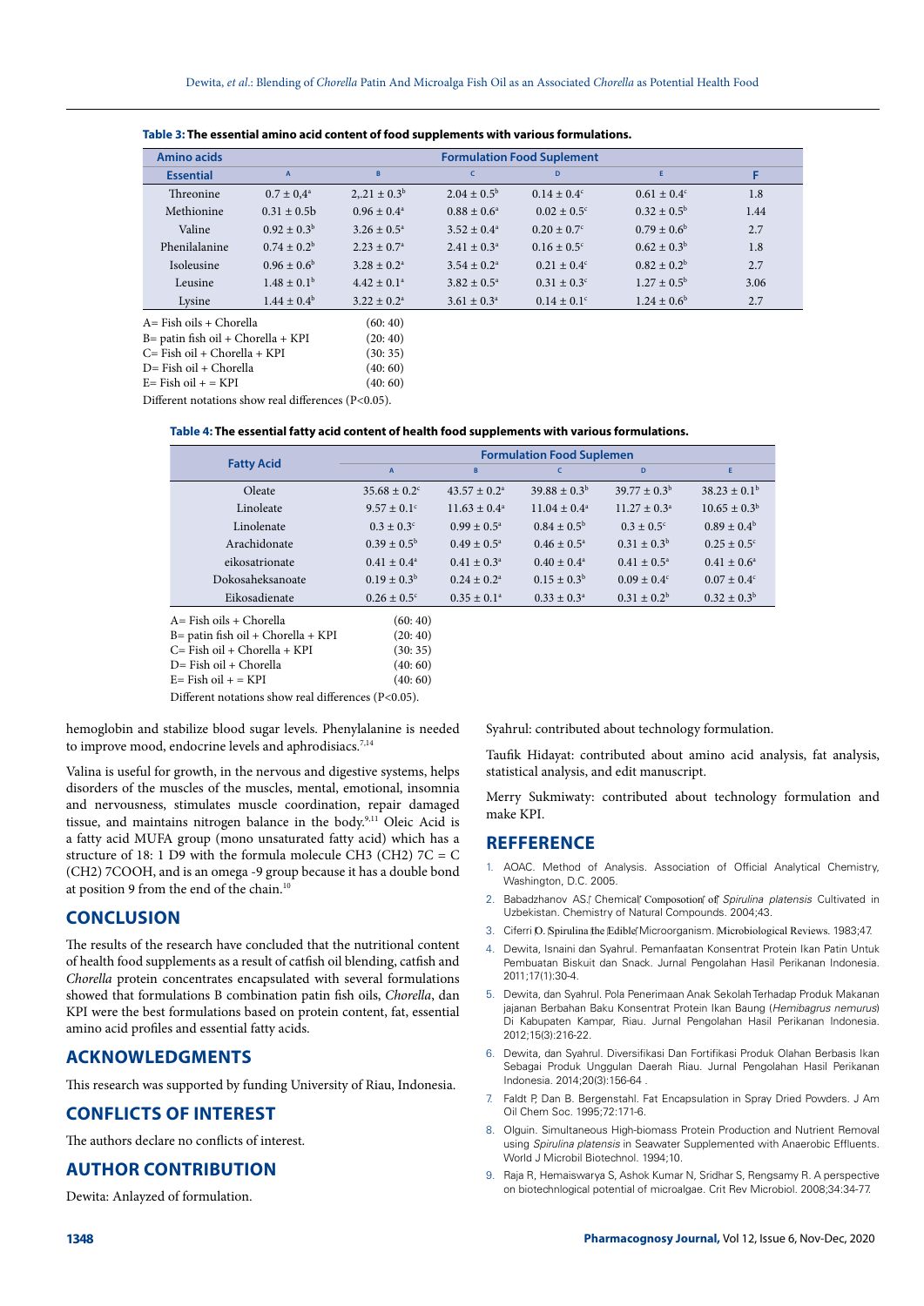**Table 3: The essential amino acid content of food supplements with various formulations.**

| Amino acids | Formulation Food Suplement | | | | | |
|---|---|---|---|---|---|---|
| Essential | A | B | C | D | E | F |
| Threonine | 0.7 ± 0,4ᵃ | 2,.21 ± 0.3ᵇ | 2.04 ± 0.5ᵇ | 0.14 ± 0.4ᶜ | 0.61 ± 0.4ᶜ | 1.8 |
| Methionine | 0.31 ± 0.5b | 0.96 ± 0.4ᵃ | 0.88 ± 0.6ᵃ | 0.02 ± 0.5ᶜ | 0.32 ± 0.5ᵇ | 1.44 |
| Valine | 0.92 ± 0.3ᵇ | 3.26 ± 0.5ᵃ | 3.52 ± 0.4ᵃ | 0.20 ± 0.7ᶜ | 0.79 ± 0.6ᵇ | 2.7 |
| Phenilalanine | 0.74 ± 0.2ᵇ | 2.23 ± 0.7ᵃ | 2.41 ± 0.3ᵃ | 0.16 ± 0.5ᶜ | 0.62 ± 0.3ᵇ | 1.8 |
| Isoleusine | 0.96 ± 0.6ᵇ | 3.28 ± 0.2ᵃ | 3.54 ± 0.2ᵃ | 0.21 ± 0.4ᶜ | 0.82 ± 0.2ᵇ | 2.7 |
| Leusine | 1.48 ± 0.1ᵇ | 4.42 ± 0.1ᵃ | 3.82 ± 0.5ᵃ | 0.31 ± 0.3ᶜ | 1.27 ± 0.5ᵇ | 3.06 |
| Lysine | 1.44 ± 0.4ᵇ | 3.22 ± 0.2ᵃ | 3.61 ± 0.3ᵃ | 0.14 ± 0.1ᶜ | 1.24 ± 0.6ᵇ | 2.7 |

A= Fish oils + Chorella (60: 40)
B= patin fish oil + Chorella + KPI (20: 40)
C= Fish oil + Chorella + KPI (30: 35)
D= Fish oil + Chorella (40: 60)
E= Fish oil + = KPI (40: 60)
Different notations show real differences (P<0.05).

**Table 4: The essential fatty acid content of health food supplements with various formulations.**

| Fatty Acid | Formulation Food Suplemen | | | | |
|---|---|---|---|---|---|
| | A | B | C | D | E |
| Oleate | 35.68 ± 0.2ᶜ | 43.57 ± 0.2ᵃ | 39.88 ± 0.3ᵇ | 39.77 ± 0.3ᵇ | 38.23 ± 0.1ᵇ |
| Linoleate | 9.57 ± 0.1ᶜ | 11.63 ± 0.4ᵃ | 11.04 ± 0.4ᵃ | 11.27 ± 0.3ᵃ | 10.65 ± 0.3ᵇ |
| Linolenate | 0.3 ± 0.3ᶜ | 0.99 ± 0.5ᵃ | 0.84 ± 0.5ᵇ | 0.3 ± 0.5ᶜ | 0.89 ± 0.4ᵇ |
| Arachidonate | 0.39 ± 0.5ᵇ | 0.49 ± 0.5ᵃ | 0.46 ± 0.5ᵃ | 0.31 ± 0.3ᵇ | 0.25 ± 0.5ᶜ |
| eikosatrionate | 0.41 ± 0.4ᵃ | 0.41 ± 0.3ᵃ | 0.40 ± 0.4ᵃ | 0.41 ± 0.5ᵃ | 0.41 ± 0.6ᵃ |
| Dokosaheksanoate | 0.19 ± 0.3ᵇ | 0.24 ± 0.2ᵃ | 0.15 ± 0.3ᵇ | 0.09 ± 0.4ᶜ | 0.07 ± 0.4ᶜ |
| Eikosadienate | 0.26 ± 0.5ᶜ | 0.35 ± 0.1ᵃ | 0.33 ± 0.3ᵃ | 0.31 ± 0.2ᵇ | 0.32 ± 0.3ᵇ |

A= Fish oils + Chorella (60: 40)
B= patin fish oil + Chorella + KPI (20: 40)
C= Fish oil + Chorella + KPI (30: 35)
D= Fish oil + Chorella (40: 60)
E= Fish oil + = KPI (40: 60)
Different notations show real differences (P<0.05).

hemoglobin and stabilize blood sugar levels. Phenylalanine is needed to improve mood, endocrine levels and aphrodisiacs.[7,14]

Valina is useful for growth, in the nervous and digestive systems, helps disorders of the muscles of the muscles, mental, emotional, insomnia and nervousness, stimulates muscle coordination, repair damaged tissue, and maintains nitrogen balance in the body.[9,11] Oleic Acid is a fatty acid MUFA group (mono unsaturated fatty acid) which has a structure of 18: 1 D9 with the formula molecule CH3 (CH2) 7C = C (CH2) 7COOH, and is an omega -9 group because it has a double bond at position 9 from the end of the chain.[10]

## CONCLUSION

The results of the research have concluded that the nutritional content of health food supplements as a result of catfish oil blending, catfish and *Chorella* protein concentrates encapsulated with several formulations showed that formulations B combination patin fish oils, *Chorella*, dan KPI were the best formulations based on protein content, fat, essential amino acid profiles and essential fatty acids.

## ACKNOWLEDGMENTS

This research was supported by funding University of Riau, Indonesia.

## CONFLICTS OF INTEREST

The authors declare no conflicts of interest.

## AUTHOR CONTRIBUTION

Dewita: Anlayzed of formulation.

Syahrul: contributed about technology formulation.

Taufik Hidayat: contributed about amino acid analysis, fat analysis, statistical analysis, and edit manuscript.

Merry Sukmiwaty: contributed about technology formulation and make KPI.

## REFFERENCE

1. AOAC. Method of Analysis. Association of Official Analytical Chemistry, Washington, D.C. 2005.
2. Babadzhanov AS. Chemical Composition of *Spirulina platensis* Cultivated in Uzbekistan. Chemistry of Natural Compounds. 2004;43.
3. Ciferri O. Spirulina the Edible Microorganism. Microbiological Reviews. 1983;47.
4. Dewita, Isnaini dan Syahrul. Pemanfaatan Konsentrat Protein Ikan Patin Untuk Pembuatan Biskuit dan Snack. Jurnal Pengolahan Hasil Perikanan Indonesia. 2011;17(1):30-4.
5. Dewita, dan Syahrul. Pola Penerimaan Anak Sekolah Terhadap Produk Makanan jajanan Berbahan Baku Konsentrat Protein Ikan Baung (*Hemibagrus nemurus*) Di Kabupaten Kampar, Riau. Jurnal Pengolahan Hasil Perikanan Indonesia. 2012;15(3):216-22.
6. Dewita, dan Syahrul. Diversifikasi Dan Fortifikasi Produk Olahan Berbasis Ikan Sebagai Produk Unggulan Daerah Riau. Jurnal Pengolahan Hasil Perikanan Indonesia. 2014;20(3):156-64 .
7. Faldt P, Dan B. Bergenstahl. Fat Encapsulation in Spray Dried Powders. J Am Oil Chem Soc. 1995;72:171-6.
8. Olguin. Simultaneous High-biomass Protein Production and Nutrient Removal using *Spirulina platensis* in Seawater Supplemented with Anaerobic Effluents. World J Microbil Biotechnol. 1994;10.
9. Raja R, Hemaiswarya S, Ashok Kumar N, Sridhar S, Rengsamy R. A perspective on biotechnlogical potential of microalgae. Crit Rev Microbiol. 2008;34:34-77.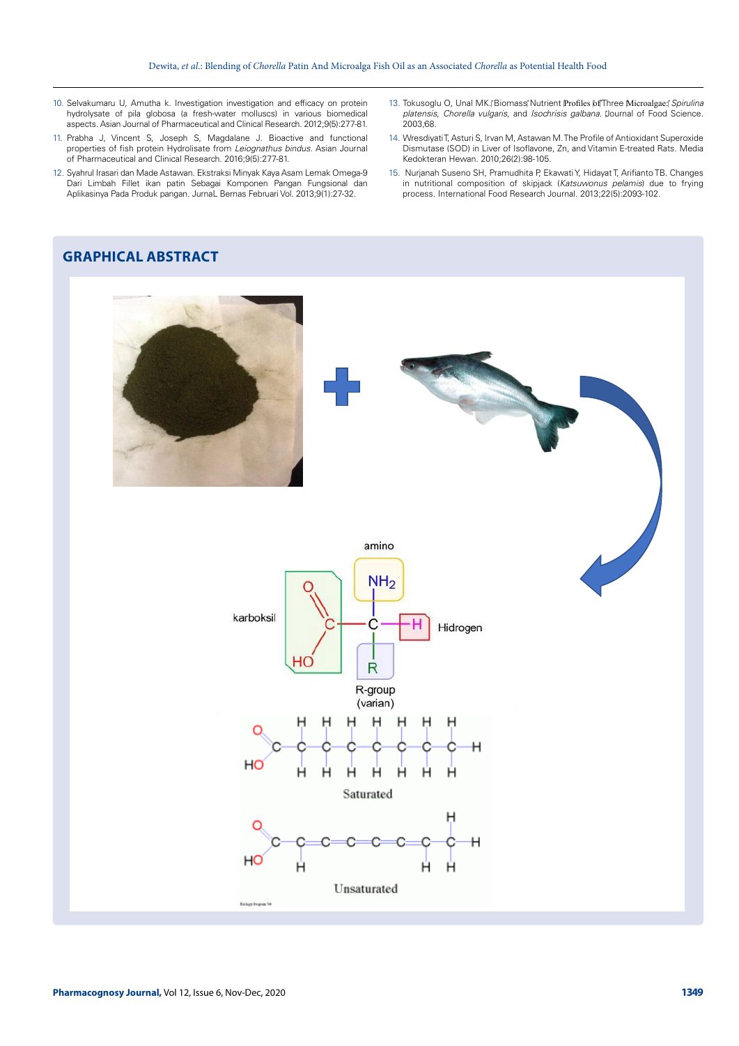10. Selvakumaru U, Amutha k. Investigation investigation and efficacy on protein hydrolysate of pila globosa (a fresh-water molluscs) in various biomedical aspects. Asian Journal of Pharmaceutical and Clinical Research. 2012;9(5):277-81.
11. Prabha J, Vincent S, Joseph S, Magdalane J. Bioactive and functional properties of fish protein Hydrolisate from *Leiognathus bindus*. Asian Journal of Pharmaceutical and Clinical Research. 2016;9(5):277-81.
12. Syahrul Irasari dan Made Astawan. Ekstraksi Minyak Kaya Asam Lemak Omega-9 Dari Limbah Fillet ikan patin Sebagai Komponen Pangan Fungsional dan Aplikasinya Pada Produk pangan. JurnaL Bernas Februari Vol. 2013;9(1):27-32.
13. Tokusoglu O, Unal MK. Biomass Nutrient Profiles of Three Microalgae: *Spirulina platensis*, *Chorella vulgaris*, and *Isochrisis galbana*. Journal of Food Science. 2003;68.
14. Wresdiyati T, Asturi S, Irvan M, Astawan M. The Profile of Antioxidant Superoxide Dismutase (SOD) in Liver of Isoflavone, Zn, and Vitamin E-treated Rats. Media Kedokteran Hewan. 2010;26(2):98-105.
15. Nurjanah Suseno SH, Pramudhita P, Ekawati Y, Hidayat T, Arifianto TB. Changes in nutritional composition of skipjack (*Katsuwonus pelamis*) due to frying process. International Food Research Journal. 2013;22(5):2093-102.

## GRAPHICAL ABSTRACT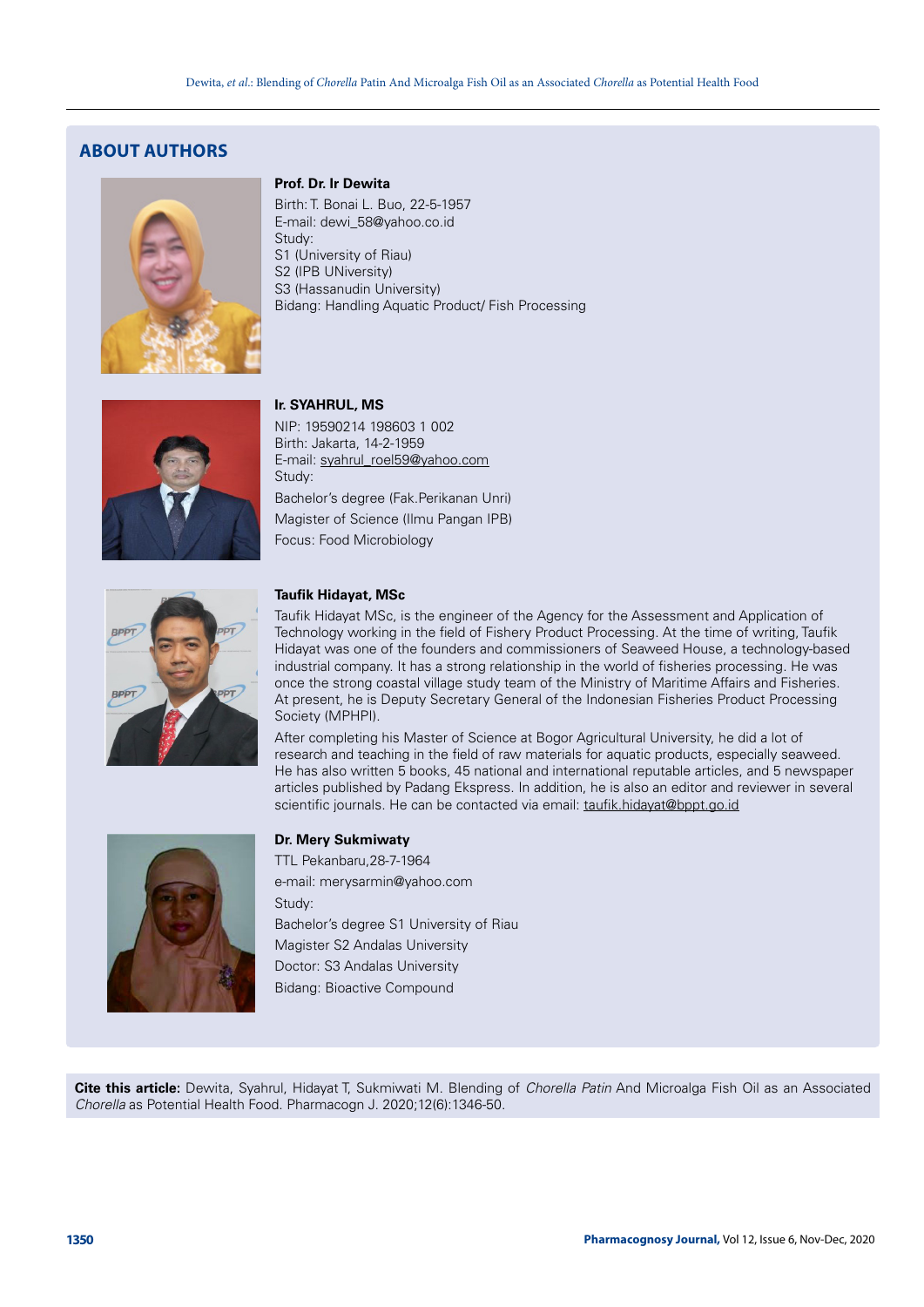## ABOUT AUTHORS

**Prof. Dr. Ir Dewita**

Birth: T. Bonai L. Buo, 22-5-1957
E-mail: dewi_58@yahoo.co.id
Study:
S1 (University of Riau)
S2 (IPB UNiversity)
S3 (Hassanudin University)
Bidang: Handling Aquatic Product/ Fish Processing

**Ir. SYAHRUL, MS**

NIP: 19590214 198603 1 002
Birth: Jakarta, 14-2-1959
E-mail: syahrul_roel59@yahoo.com
Study:
Bachelor's degree (Fak.Perikanan Unri)
Magister of Science (Ilmu Pangan IPB)
Focus: Food Microbiology

**Taufik Hidayat, MSc**

Taufik Hidayat MSc, is the engineer of the Agency for the Assessment and Application of Technology working in the field of Fishery Product Processing. At the time of writing, Taufik Hidayat was one of the founders and commissioners of Seaweed House, a technology-based industrial company. It has a strong relationship in the world of fisheries processing. He was once the strong coastal village study team of the Ministry of Maritime Affairs and Fisheries. At present, he is Deputy Secretary General of the Indonesian Fisheries Product Processing Society (MPHPI).

After completing his Master of Science at Bogor Agricultural University, he did a lot of research and teaching in the field of raw materials for aquatic products, especially seaweed. He has also written 5 books, 45 national and international reputable articles, and 5 newspaper articles published by Padang Ekspress. In addition, he is also an editor and reviewer in several scientific journals. He can be contacted via email: taufik.hidayat@bppt.go.id

**Dr. Mery Sukmiwaty**

TTL Pekanbaru,28-7-1964
e-mail: merysarmin@yahoo.com
Study:
Bachelor's degree S1 University of Riau
Magister S2 Andalas University
Doctor: S3 Andalas University
Bidang: Bioactive Compound

**Cite this article:** Dewita, Syahrul, Hidayat T, Sukmiwati M. Blending of *Chorella Patin* And Microalga Fish Oil as an Associated *Chorella* as Potential Health Food. Pharmacogn J. 2020;12(6):1346-50.